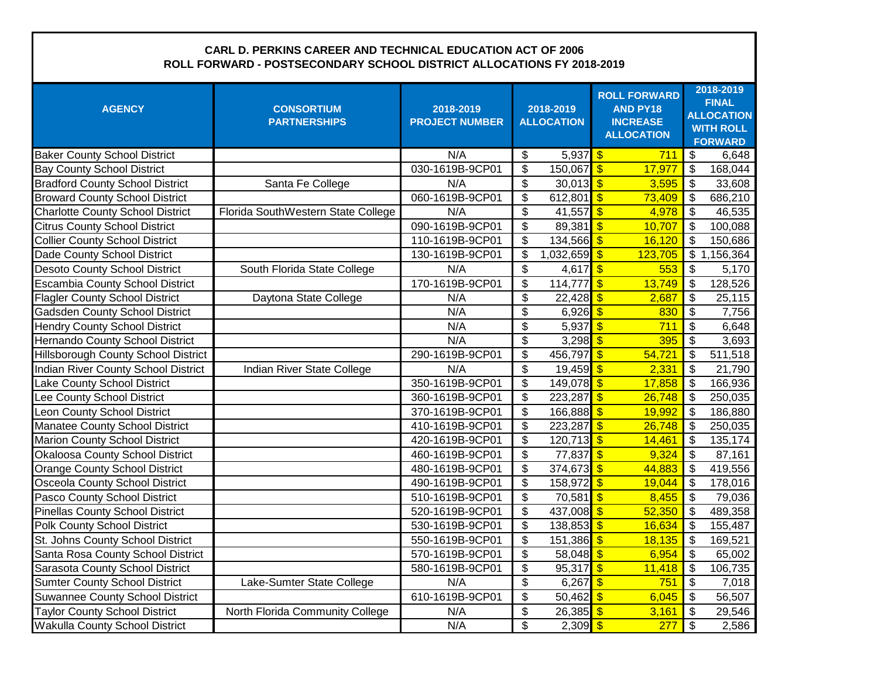**CARL D. PERKINS CAREER AND TECHNICAL EDUCATION ACT OF 2006**
**ROLL FORWARD - POSTSECONDARY SCHOOL DISTRICT ALLOCATIONS FY 2018-2019**

| AGENCY | CONSORTIUM PARTNERSHIPS | 2018-2019 PROJECT NUMBER | 2018-2019 ALLOCATION | ROLL FORWARD AND PY18 INCREASE ALLOCATION | 2018-2019 FINAL ALLOCATION WITH ROLL FORWARD |
|---|---|---|---|---|---|
| Baker County School District | | N/A | $ 5,937 | $ 711 | $ 6,648 |
| Bay County School District | | 030-1619B-9CP01 | $ 150,067 | $ 17,977 | $ 168,044 |
| Bradford County School District | Santa Fe College | N/A | $ 30,013 | $ 3,595 | $ 33,608 |
| Broward County School District | | 060-1619B-9CP01 | $ 612,801 | $ 73,409 | $ 686,210 |
| Charlotte County School District | Florida SouthWestern State College | N/A | $ 41,557 | $ 4,978 | $ 46,535 |
| Citrus County School District | | 090-1619B-9CP01 | $ 89,381 | $ 10,707 | $ 100,088 |
| Collier County School District | | 110-1619B-9CP01 | $ 134,566 | $ 16,120 | $ 150,686 |
| Dade County School District | | 130-1619B-9CP01 | $ 1,032,659 | $ 123,705 | $ 1,156,364 |
| Desoto County School District | South Florida State College | N/A | $ 4,617 | $ 553 | $ 5,170 |
| Escambia County School District | | 170-1619B-9CP01 | $ 114,777 | $ 13,749 | $ 128,526 |
| Flagler County School District | Daytona State College | N/A | $ 22,428 | $ 2,687 | $ 25,115 |
| Gadsden County School District | | N/A | $ 6,926 | $ 830 | $ 7,756 |
| Hendry County School District | | N/A | $ 5,937 | $ 711 | $ 6,648 |
| Hernando County School District | | N/A | $ 3,298 | $ 395 | $ 3,693 |
| Hillsborough County School District | | 290-1619B-9CP01 | $ 456,797 | $ 54,721 | $ 511,518 |
| Indian River County School District | Indian River State College | N/A | $ 19,459 | $ 2,331 | $ 21,790 |
| Lake County School District | | 350-1619B-9CP01 | $ 149,078 | $ 17,858 | $ 166,936 |
| Lee County School District | | 360-1619B-9CP01 | $ 223,287 | $ 26,748 | $ 250,035 |
| Leon County School District | | 370-1619B-9CP01 | $ 166,888 | $ 19,992 | $ 186,880 |
| Manatee County School District | | 410-1619B-9CP01 | $ 223,287 | $ 26,748 | $ 250,035 |
| Marion County School District | | 420-1619B-9CP01 | $ 120,713 | $ 14,461 | $ 135,174 |
| Okaloosa County School District | | 460-1619B-9CP01 | $ 77,837 | $ 9,324 | $ 87,161 |
| Orange County School District | | 480-1619B-9CP01 | $ 374,673 | $ 44,883 | $ 419,556 |
| Osceola County School District | | 490-1619B-9CP01 | $ 158,972 | $ 19,044 | $ 178,016 |
| Pasco County School District | | 510-1619B-9CP01 | $ 70,581 | $ 8,455 | $ 79,036 |
| Pinellas County School District | | 520-1619B-9CP01 | $ 437,008 | $ 52,350 | $ 489,358 |
| Polk County School District | | 530-1619B-9CP01 | $ 138,853 | $ 16,634 | $ 155,487 |
| St. Johns County School District | | 550-1619B-9CP01 | $ 151,386 | $ 18,135 | $ 169,521 |
| Santa Rosa County School District | | 570-1619B-9CP01 | $ 58,048 | $ 6,954 | $ 65,002 |
| Sarasota County School District | | 580-1619B-9CP01 | $ 95,317 | $ 11,418 | $ 106,735 |
| Sumter County School District | Lake-Sumter State College | N/A | $ 6,267 | $ 751 | $ 7,018 |
| Suwannee County School District | | 610-1619B-9CP01 | $ 50,462 | $ 6,045 | $ 56,507 |
| Taylor County School District | North Florida Community College | N/A | $ 26,385 | $ 3,161 | $ 29,546 |
| Wakulla County School District | | N/A | $ 2,309 | $ 277 | $ 2,586 |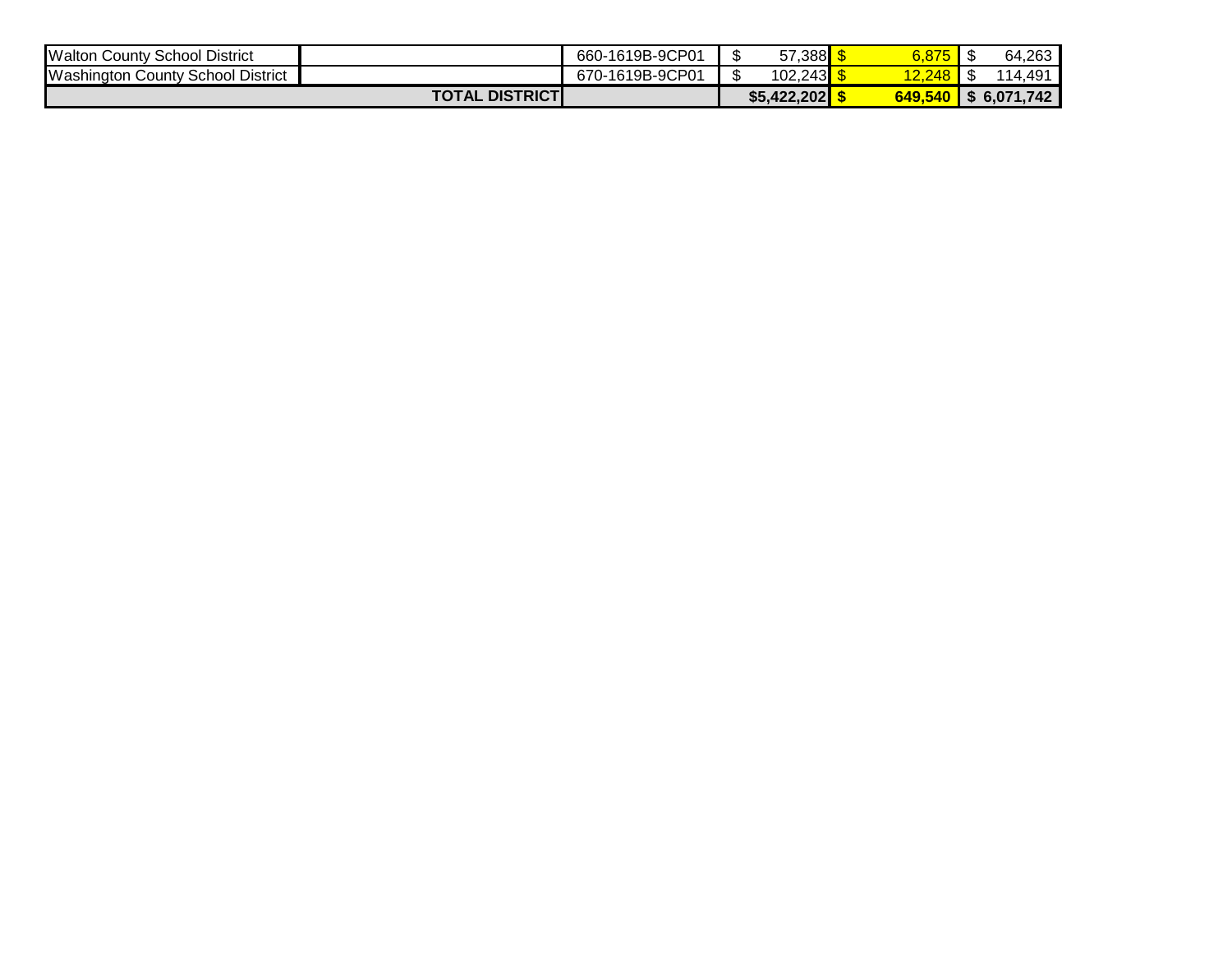| | | | | | |
|---|---|---|---|---|---|
| Walton County School District | | 660-1619B-9CP01 | $ 57,388 | $ 6,875 | $ 64,263 |
| Washington County School District | | 670-1619B-9CP01 | $ 102,243 | $ 12,248 | $ 114,491 |
| **TOTAL DISTRICT** | | | **$5,422,202** | **$ 649,540** | **$ 6,071,742** |